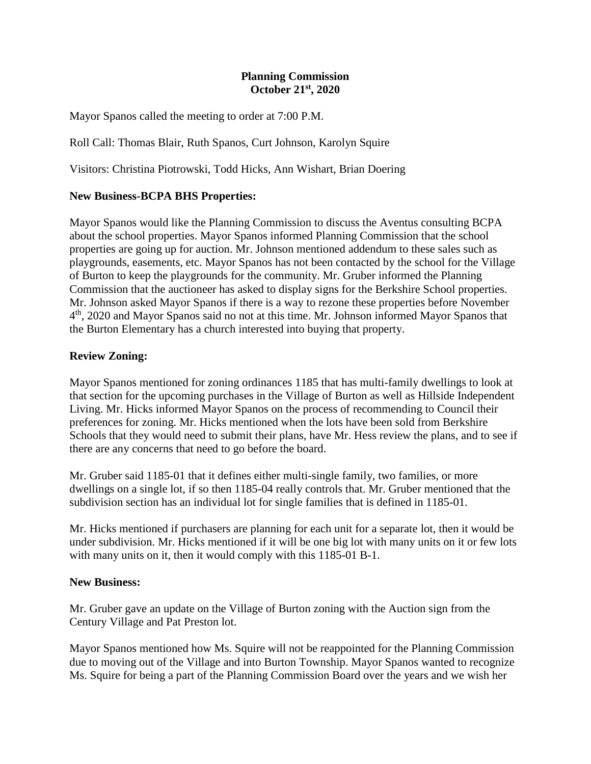**Planning Commission**
**October 21st, 2020**

Mayor Spanos called the meeting to order at 7:00 P.M.

Roll Call: Thomas Blair, Ruth Spanos, Curt Johnson, Karolyn Squire

Visitors: Christina Piotrowski, Todd Hicks, Ann Wishart, Brian Doering

## New Business-BCPA BHS Properties:

Mayor Spanos would like the Planning Commission to discuss the Aventus consulting BCPA about the school properties. Mayor Spanos informed Planning Commission that the school properties are going up for auction. Mr. Johnson mentioned addendum to these sales such as playgrounds, easements, etc. Mayor Spanos has not been contacted by the school for the Village of Burton to keep the playgrounds for the community. Mr. Gruber informed the Planning Commission that the auctioneer has asked to display signs for the Berkshire School properties. Mr. Johnson asked Mayor Spanos if there is a way to rezone these properties before November 4th, 2020 and Mayor Spanos said no not at this time. Mr. Johnson informed Mayor Spanos that the Burton Elementary has a church interested into buying that property.

## Review Zoning:

Mayor Spanos mentioned for zoning ordinances 1185 that has multi-family dwellings to look at that section for the upcoming purchases in the Village of Burton as well as Hillside Independent Living. Mr. Hicks informed Mayor Spanos on the process of recommending to Council their preferences for zoning. Mr. Hicks mentioned when the lots have been sold from Berkshire Schools that they would need to submit their plans, have Mr. Hess review the plans, and to see if there are any concerns that need to go before the board.

Mr. Gruber said 1185-01 that it defines either multi-single family, two families, or more dwellings on a single lot, if so then 1185-04 really controls that. Mr. Gruber mentioned that the subdivision section has an individual lot for single families that is defined in 1185-01.

Mr. Hicks mentioned if purchasers are planning for each unit for a separate lot, then it would be under subdivision. Mr. Hicks mentioned if it will be one big lot with many units on it or few lots with many units on it, then it would comply with this 1185-01 B-1.

## New Business:

Mr. Gruber gave an update on the Village of Burton zoning with the Auction sign from the Century Village and Pat Preston lot.

Mayor Spanos mentioned how Ms. Squire will not be reappointed for the Planning Commission due to moving out of the Village and into Burton Township. Mayor Spanos wanted to recognize Ms. Squire for being a part of the Planning Commission Board over the years and we wish her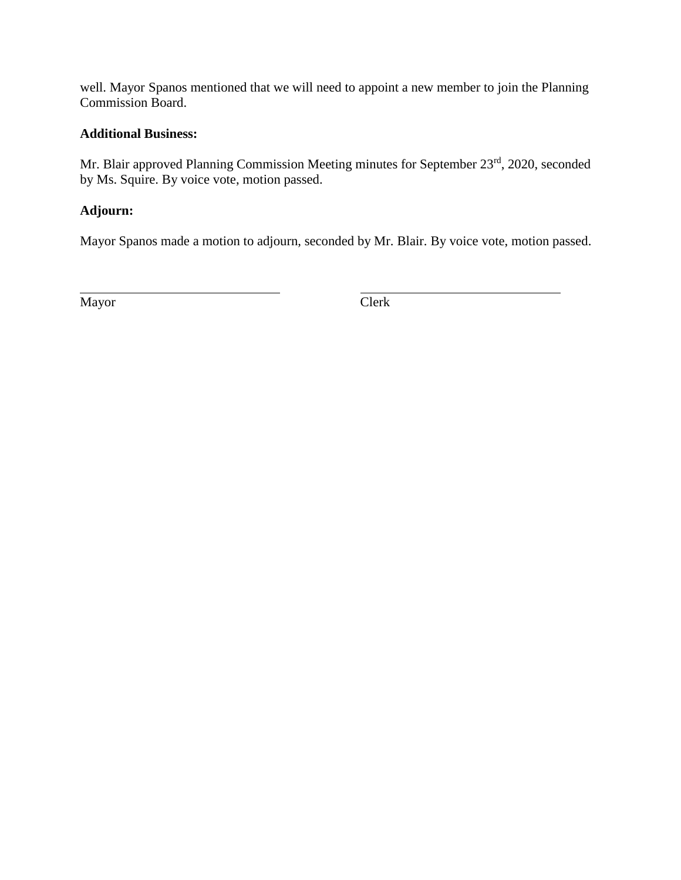well. Mayor Spanos mentioned that we will need to appoint a new member to join the Planning Commission Board.

**Additional Business:**

Mr. Blair approved Planning Commission Meeting minutes for September 23rd, 2020, seconded by Ms. Squire. By voice vote, motion passed.

**Adjourn:**

Mayor Spanos made a motion to adjourn, seconded by Mr. Blair. By voice vote, motion passed.

\_\_\_\_\_\_\_\_\_\_\_\_\_\_\_\_\_\_\_\_\_\_\_\_\_\_\_\_\_\_\_\_\_\_ \_\_\_\_\_\_\_\_\_\_\_\_\_\_\_\_\_\_\_\_\_\_\_\_\_\_\_\_\_\_\_\_\_\_

Mayor Clerk